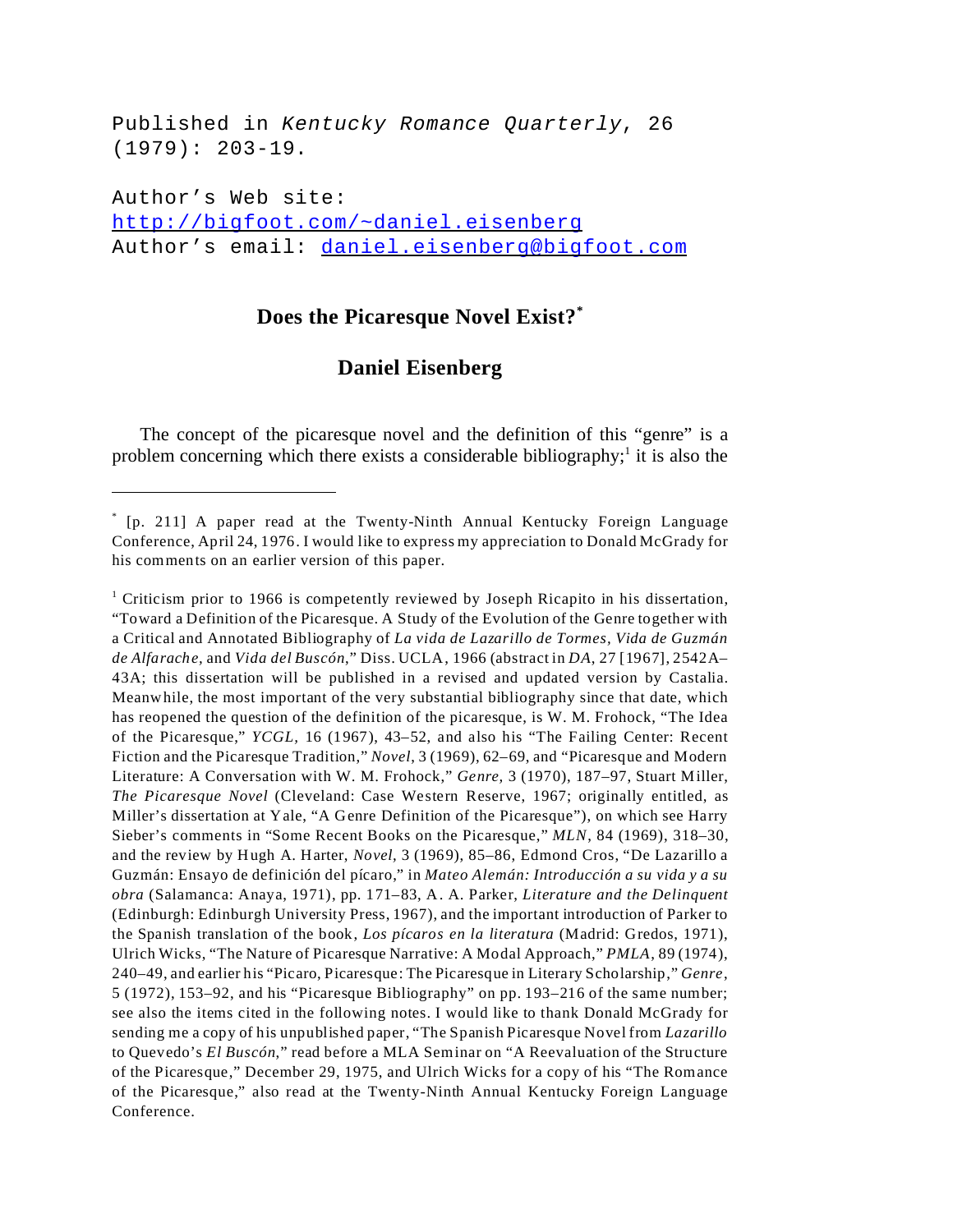Published in *Kentucky Romance Quarterly*, 26 (1979): 203-19.

Author's Web site: http://bigfoot.com/~daniel.eisenberg
Author's email: daniel.eisenberg@bigfoot.com

# Does the Picaresque Novel Exist?*

## Daniel Eisenberg

The concept of the picaresque novel and the definition of this "genre" is a problem concerning which there exists a considerable bibliography;[1] it is also the

---

\* [p. 211] A paper read at the Twenty-Ninth Annual Kentucky Foreign Language Conference, April 24, 1976. I would like to express my appreciation to Donald McGrady for his comments on an earlier version of this paper.

[1] Criticism prior to 1966 is competently reviewed by Joseph Ricapito in his dissertation, "Toward a Definition of the Picaresque. A Study of the Evolution of the Genre together with a Critical and Annotated Bibliography of *La vida de Lazarillo de Tormes*, *Vida de Guzmán de Alfarache*, and *Vida del Buscón*," Diss. UCLA, 1966 (abstract in *DA*, 27 [1967], 2542A–43A; this dissertation will be published in a revised and updated version by Castalia. Meanwhile, the most important of the very substantial bibliography since that date, which has reopened the question of the definition of the picaresque, is W. M. Frohock, "The Idea of the Picaresque," *YCGL*, 16 (1967), 43–52, and also his "The Failing Center: Recent Fiction and the Picaresque Tradition," *Novel*, 3 (1969), 62–69, and "Picaresque and Modern Literature: A Conversation with W. M. Frohock," *Genre*, 3 (1970), 187–97, Stuart Miller, *The Picaresque Novel* (Cleveland: Case Western Reserve, 1967; originally entitled, as Miller's dissertation at Yale, "A Genre Definition of the Picaresque"), on which see Harry Sieber's comments in "Some Recent Books on the Picaresque," *MLN*, 84 (1969), 318–30, and the review by Hugh A. Harter, *Novel*, 3 (1969), 85–86, Edmond Cros, "De Lazarillo a Guzmán: Ensayo de definición del pícaro," in *Mateo Alemán: Introducción a su vida y a su obra* (Salamanca: Anaya, 1971), pp. 171–83, A. A. Parker, *Literature and the Delinquent* (Edinburgh: Edinburgh University Press, 1967), and the important introduction of Parker to the Spanish translation of the book, *Los pícaros en la literatura* (Madrid: Gredos, 1971), Ulrich Wicks, "The Nature of Picaresque Narrative: A Modal Approach," *PMLA*, 89 (1974), 240–49, and earlier his "Picaro, Picaresque: The Picaresque in Literary Scholarship," *Genre*, 5 (1972), 153–92, and his "Picaresque Bibliography" on pp. 193–216 of the same number; see also the items cited in the following notes. I would like to thank Donald McGrady for sending me a copy of his unpublished paper, "The Spanish Picaresque Novel from *Lazarillo* to Quevedo's *El Buscón*," read before a MLA Seminar on "A Reevaluation of the Structure of the Picaresque," December 29, 1975, and Ulrich Wicks for a copy of his "The Romance of the Picaresque," also read at the Twenty-Ninth Annual Kentucky Foreign Language Conference.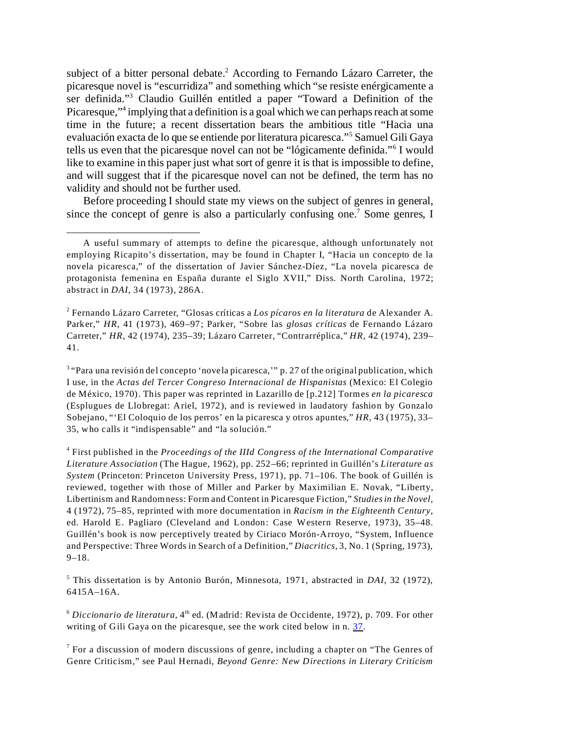subject of a bitter personal debate.[2] According to Fernando Lázaro Carreter, the picaresque novel is "escurridiza" and something which "se resiste enérgicamente a ser definida."[3] Claudio Guillén entitled a paper "Toward a Definition of the Picaresque,"[4] implying that a definition is a goal which we can perhaps reach at some time in the future; a recent dissertation bears the ambitious title "Hacia una evaluación exacta de lo que se entiende por literatura picaresca."[5] Samuel Gili Gaya tells us even that the picaresque novel can not be "lógicamente definida."[6] I would like to examine in this paper just what sort of genre it is that is impossible to define, and will suggest that if the picaresque novel can not be defined, the term has no validity and should not be further used.

Before proceeding I should state my views on the subject of genres in general, since the concept of genre is also a particularly confusing one.[7] Some genres, I

---

A useful summary of attempts to define the picaresque, although unfortunately not employing Ricapito's dissertation, may be found in Chapter I, "Hacia un concepto de la novela picaresca," of the dissertation of Javier Sánchez-Díez, "La novela picaresca de protagonista femenina en España durante el Siglo XVII," Diss. North Carolina, 1972; abstract in *DAI*, 34 (1973), 286A.

[2] Fernando Lázaro Carreter, "Glosas críticas a *Los pícaros en la literatura* de Alexander A. Parker," *HR*, 41 (1973), 469–97; Parker, "Sobre las *glosas críticas* de Fernando Lázaro Carreter," *HR*, 42 (1974), 235–39; Lázaro Carreter, "Contrarréplica," *HR*, 42 (1974), 239–41.

[3] "Para una revisión del concepto 'novela picaresca,'" p. 27 of the original publication, which I use, in the *Actas del Tercer Congreso Internacional de Hispanistas* (Mexico: El Colegio de México, 1970). This paper was reprinted in Lazarillo de [p.212] Tormes *en la picaresca* (Esplugues de Llobregat: Ariel, 1972), and is reviewed in laudatory fashion by Gonzalo Sobejano, "'El Coloquio de los perros' en la picaresca y otros apuntes," *HR*, 43 (1975), 33–35, who calls it "indispensable" and "la solución."

[4] First published in the *Proceedings of the IIId Congress of the International Comparative Literature Association* (The Hague, 1962), pp. 252–66; reprinted in Guillén's *Literature as System* (Princeton: Princeton University Press, 1971), pp. 71–106. The book of Guillén is reviewed, together with those of Miller and Parker by Maximilian E. Novak, "Liberty, Libertinism and Randomness: Form and Content in Picaresque Fiction," *Studies in the Novel*, 4 (1972), 75–85, reprinted with more documentation in *Racism in the Eighteenth Century*, ed. Harold E. Pagliaro (Cleveland and London: Case Western Reserve, 1973), 35–48. Guillén's book is now perceptively treated by Ciriaco Morón-Arroyo, "System, Influence and Perspective: Three Words in Search of a Definition," *Diacritics*, 3, No. 1 (Spring, 1973), 9–18.

[5] This dissertation is by Antonio Burón, Minnesota, 1971, abstracted in *DAI*, 32 (1972), 6415A–16A.

[6] *Diccionario de literatura,* 4th ed. (Madrid: Revista de Occidente, 1972), p. 709. For other writing of Gili Gaya on the picaresque, see the work cited below in n. 37.

[7] For a discussion of modern discussions of genre, including a chapter on "The Genres of Genre Criticism," see Paul Hernadi, *Beyond Genre: New Directions in Literary Criticism*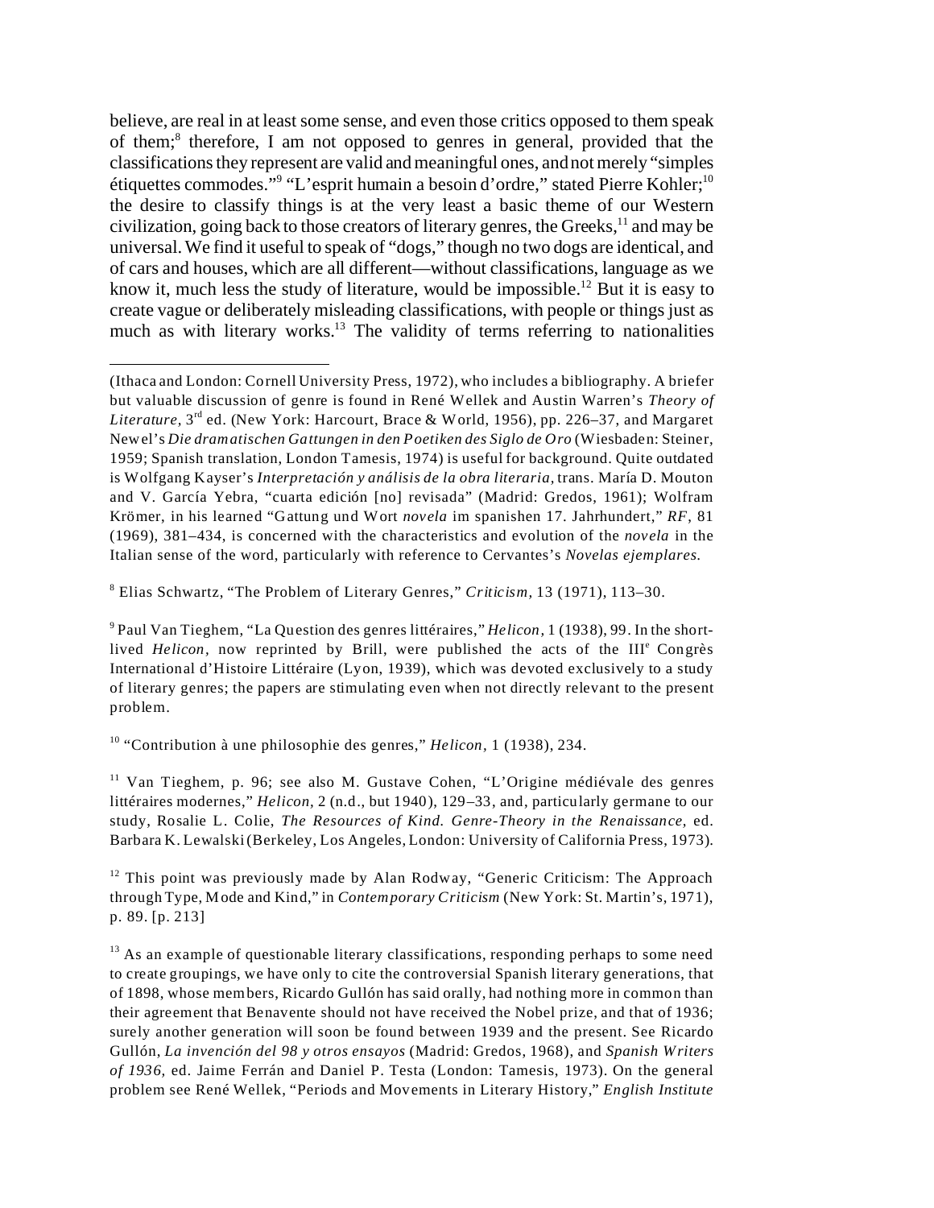believe, are real in at least some sense, and even those critics opposed to them speak of them;[8] therefore, I am not opposed to genres in general, provided that the classifications they represent are valid and meaningful ones, and not merely "simples étiquettes commodes."[9] "L'esprit humain a besoin d'ordre," stated Pierre Kohler;[10] the desire to classify things is at the very least a basic theme of our Western civilization, going back to those creators of literary genres, the Greeks,[11] and may be universal. We find it useful to speak of "dogs," though no two dogs are identical, and of cars and houses, which are all different—without classifications, language as we know it, much less the study of literature, would be impossible.[12] But it is easy to create vague or deliberately misleading classifications, with people or things just as much as with literary works.[13] The validity of terms referring to nationalities

---

(Ithaca and London: Cornell University Press, 1972), who includes a bibliography. A briefer but valuable discussion of genre is found in René Wellek and Austin Warren's *Theory of Literature*, 3rd ed. (New York: Harcourt, Brace & World, 1956), pp. 226–37, and Margaret Newel's *Die dramatischen Gattungen in den Poetiken des Siglo de Oro* (Wiesbaden: Steiner, 1959; Spanish translation, London Tamesis, 1974) is useful for background. Quite outdated is Wolfgang Kayser's *Interpretación y análisis de la obra literaria*, trans. María D. Mouton and V. García Yebra, "cuarta edición [no] revisada" (Madrid: Gredos, 1961); Wolfram Krömer, in his learned "Gattung und Wort *novela* im spanishen 17. Jahrhundert," *RF*, 81 (1969), 381–434, is concerned with the characteristics and evolution of the *novela* in the Italian sense of the word, particularly with reference to Cervantes's *Novelas ejemplares*.

[8] Elias Schwartz, "The Problem of Literary Genres," *Criticism*, 13 (1971), 113–30.

[9] Paul Van Tieghem, "La Question des genres littéraires," *Helicon*, 1 (1938), 99. In the short-lived *Helicon*, now reprinted by Brill, were published the acts of the IIIe Congrès International d'Histoire Littéraire (Lyon, 1939), which was devoted exclusively to a study of literary genres; the papers are stimulating even when not directly relevant to the present problem.

[10] "Contribution à une philosophie des genres," *Helicon*, 1 (1938), 234.

[11] Van Tieghem, p. 96; see also M. Gustave Cohen, "L'Origine médiévale des genres littéraires modernes," *Helicon*, 2 (n.d., but 1940), 129–33, and, particularly germane to our study, Rosalie L. Colie, *The Resources of Kind. Genre-Theory in the Renaissance*, ed. Barbara K. Lewalski (Berkeley, Los Angeles, London: University of California Press, 1973).

[12] This point was previously made by Alan Rodway, "Generic Criticism: The Approach through Type, Mode and Kind," in *Contemporary Criticism* (New York: St. Martin's, 1971), p. 89. [p. 213]

[13] As an example of questionable literary classifications, responding perhaps to some need to create groupings, we have only to cite the controversial Spanish literary generations, that of 1898, whose members, Ricardo Gullón has said orally, had nothing more in common than their agreement that Benavente should not have received the Nobel prize, and that of 1936; surely another generation will soon be found between 1939 and the present. See Ricardo Gullón, *La invención del 98 y otros ensayos* (Madrid: Gredos, 1968), and *Spanish Writers of 1936*, ed. Jaime Ferrán and Daniel P. Testa (London: Tamesis, 1973). On the general problem see René Wellek, "Periods and Movements in Literary History," *English Institute*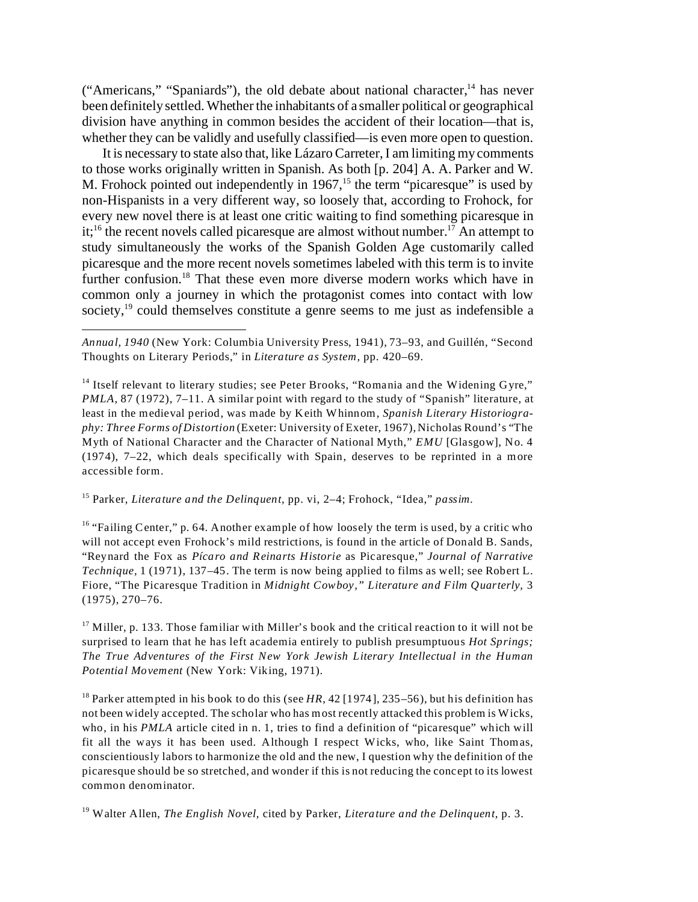("Americans," "Spaniards"), the old debate about national character,[14] has never been definitely settled. Whether the inhabitants of a smaller political or geographical division have anything in common besides the accident of their location—that is, whether they can be validly and usefully classified—is even more open to question.

It is necessary to state also that, like Lázaro Carreter, I am limiting my comments to those works originally written in Spanish. As both [p. 204] A. A. Parker and W. M. Frohock pointed out independently in 1967,[15] the term "picaresque" is used by non-Hispanists in a very different way, so loosely that, according to Frohock, for every new novel there is at least one critic waiting to find something picaresque in it;[16] the recent novels called picaresque are almost without number.[17] An attempt to study simultaneously the works of the Spanish Golden Age customarily called picaresque and the more recent novels sometimes labeled with this term is to invite further confusion.[18] That these even more diverse modern works which have in common only a journey in which the protagonist comes into contact with low society,[19] could themselves constitute a genre seems to me just as indefensible a

---

*Annual, 1940* (New York: Columbia University Press, 1941), 73–93, and Guillén, "Second Thoughts on Literary Periods," in *Literature as System,* pp. 420–69.

[14] Itself relevant to literary studies; see Peter Brooks, "Romania and the Widening Gyre," *PMLA,* 87 (1972), 7–11. A similar point with regard to the study of "Spanish" literature, at least in the medieval period, was made by Keith Whinnom, *Spanish Literary Historiography: Three Forms of Distortion* (Exeter: University of Exeter, 1967), Nicholas Round's "The Myth of National Character and the Character of National Myth," *EMU* [Glasgow], No. 4 (1974), 7–22, which deals specifically with Spain, deserves to be reprinted in a more accessible form.

[15] Parker, *Literature and the Delinquent,* pp. vi, 2–4; Frohock, "Idea," *passim.*

[16] "Failing Center," p. 64. Another example of how loosely the term is used, by a critic who will not accept even Frohock's mild restrictions, is found in the article of Donald B. Sands, "Reynard the Fox as *Pícaro and Reinarts Historie* as Picaresque," *Journal of Narrative Technique,* 1 (1971), 137–45. The term is now being applied to films as well; see Robert L. Fiore, "The Picaresque Tradition in *Midnight Cowboy,*" *Literature and Film Quarterly,* 3 (1975), 270–76.

[17] Miller, p. 133. Those familiar with Miller's book and the critical reaction to it will not be surprised to learn that he has left academia entirely to publish presumptuous *Hot Springs; The True Adventures of the First New York Jewish Literary Intellectual in the Human Potential Movement* (New York: Viking, 1971).

[18] Parker attempted in his book to do this (see *HR,* 42 [1974], 235–56), but his definition has not been widely accepted. The scholar who has most recently attacked this problem is Wicks, who, in his *PMLA* article cited in n. 1, tries to find a definition of "picaresque" which will fit all the ways it has been used. Although I respect Wicks, who, like Saint Thomas, conscientiously labors to harmonize the old and the new, I question why the definition of the picaresque should be so stretched, and wonder if this is not reducing the concept to its lowest common denominator.

[19] Walter Allen, *The English Novel,* cited by Parker, *Literature and the Delinquent,* p. 3.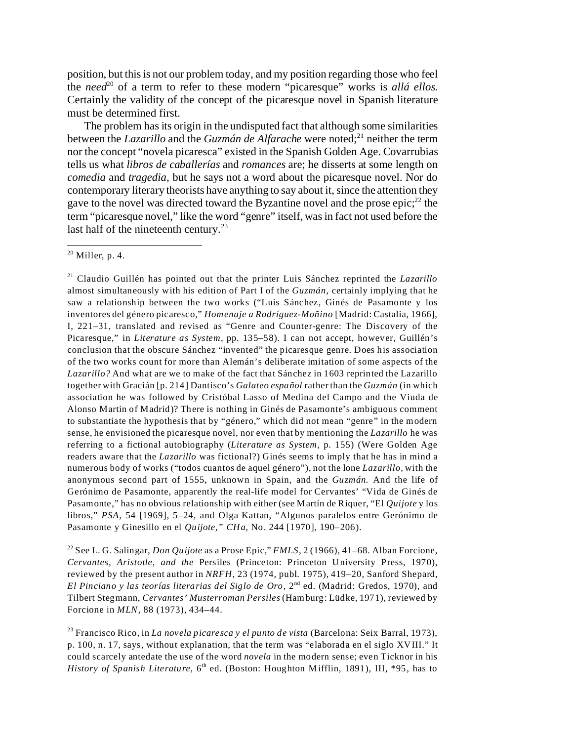position, but this is not our problem today, and my position regarding those who feel the *need*[20] of a term to refer to these modern "picaresque" works is *allá ellos.* Certainly the validity of the concept of the picaresque novel in Spanish literature must be determined first.

The problem has its origin in the undisputed fact that although some similarities between the *Lazarillo* and the *Guzmán de Alfarache* were noted;[21] neither the term nor the concept "novela picaresca" existed in the Spanish Golden Age. Covarrubias tells us what *libros de caballerías* and *romances* are; he disserts at some length on *comedia* and *tragedia,* but he says not a word about the picaresque novel. Nor do contemporary literary theorists have anything to say about it, since the attention they gave to the novel was directed toward the Byzantine novel and the prose epic;[22] the term "picaresque novel," like the word "genre" itself, was in fact not used before the last half of the nineteenth century.[23]

---

[20] Miller, p. 4.

[21] Claudio Guillén has pointed out that the printer Luis Sánchez reprinted the *Lazarillo* almost simultaneously with his edition of Part I of the *Guzmán,* certainly implying that he saw a relationship between the two works ("Luis Sánchez, Ginés de Pasamonte y los inventores del género picaresco," *Homenaje a Rodríguez-Moñino* [Madrid: Castalia, 1966], I, 221–31, translated and revised as "Genre and Counter-genre: The Discovery of the Picaresque," in *Literature as System,* pp. 135–58). I can not accept, however, Guillén's conclusion that the obscure Sánchez "invented" the picaresque genre. Does his association of the two works count for more than Alemán's deliberate imitation of some aspects of the *Lazarillo?* And what are we to make of the fact that Sánchez in 1603 reprinted the Lazarillo together with Gracián [p. 214] Dantisco's *Galateo español* rather than the *Guzmán* (in which association he was followed by Cristóbal Lasso of Medina del Campo and the Viuda de Alonso Martin of Madrid)? There is nothing in Ginés de Pasamonte's ambiguous comment to substantiate the hypothesis that by "género," which did not mean "genre" in the modern sense, he envisioned the picaresque novel, nor even that by mentioning the *Lazarillo* he was referring to a fictional autobiography (*Literature as System,* p. 155) (Were Golden Age readers aware that the *Lazarillo* was fictional?) Ginés seems to imply that he has in mind a numerous body of works ("todos cuantos de aquel género"), not the lone *Lazarillo,* with the anonymous second part of 1555, unknown in Spain, and the *Guzmán.* And the life of Gerónimo de Pasamonte, apparently the real-life model for Cervantes' "Vida de Ginés de Pasamonte," has no obvious relationship with either (see Martín de Riquer, "El *Quijote* y los libros," *PSA,* 54 [1969], 5–24, and Olga Kattan, "Algunos paralelos entre Gerónimo de Pasamonte y Ginesillo en el *Quijote," CHa,* No. 244 [1970], 190–206).

[22] See L. G. Salingar, *Don Quijote* as a Prose Epic," *FMLS,* 2 (1966), 41–68. Alban Forcione, *Cervantes, Aristotle, and the* Persiles (Princeton: Princeton University Press, 1970), reviewed by the present author in *NRFH,* 23 (1974, publ. 1975), 419–20, Sanford Shepard, *El Pinciano y las teorías literarias del Siglo de Oro,* 2nd ed. (Madrid: Gredos, 1970), and Tilbert Stegmann, *Cervantes' Musterroman Persiles* (Hamburg: Lüdke, 1971), reviewed by Forcione in *MLN,* 88 (1973), 434–44.

[23] Francisco Rico, in *La novela picaresca y el punto de vista* (Barcelona: Seix Barral, 1973), p. 100, n. 17, says, without explanation, that the term was "elaborada en el siglo XVIII." It could scarcely antedate the use of the word *novela* in the modern sense; even Ticknor in his *History of Spanish Literature,* 6th ed. (Boston: Houghton Mifflin, 1891), III, *95, has to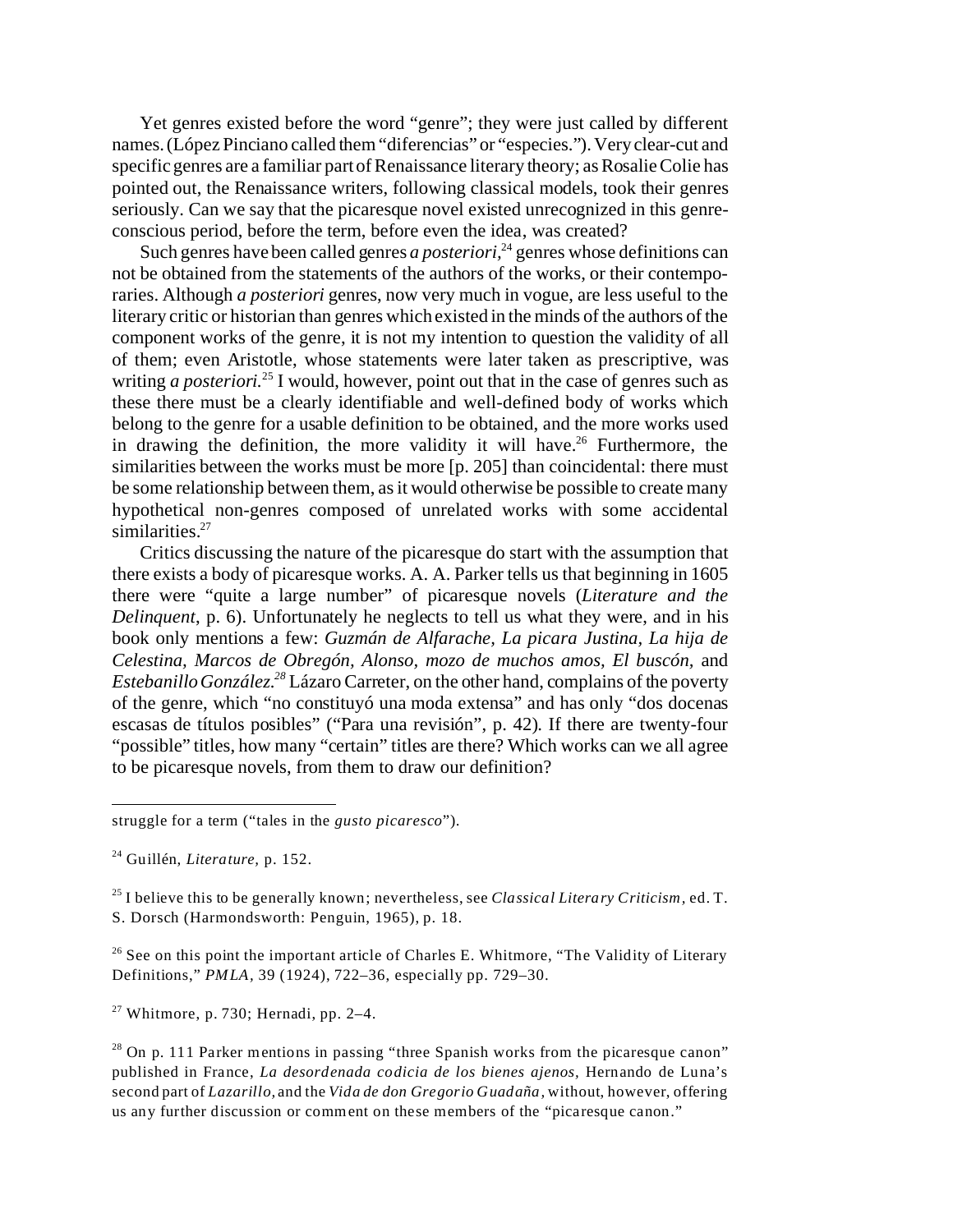Yet genres existed before the word "genre"; they were just called by different names. (López Pinciano called them "diferencias" or "especies."). Very clear-cut and specific genres are a familiar part of Renaissance literary theory; as Rosalie Colie has pointed out, the Renaissance writers, following classical models, took their genres seriously. Can we say that the picaresque novel existed unrecognized in this genre-conscious period, before the term, before even the idea, was created?

Such genres have been called genres *a posteriori*,[24] genres whose definitions can not be obtained from the statements of the authors of the works, or their contemporaries. Although *a posteriori* genres, now very much in vogue, are less useful to the literary critic or historian than genres which existed in the minds of the authors of the component works of the genre, it is not my intention to question the validity of all of them; even Aristotle, whose statements were later taken as prescriptive, was writing *a posteriori*.[25] I would, however, point out that in the case of genres such as these there must be a clearly identifiable and well-defined body of works which belong to the genre for a usable definition to be obtained, and the more works used in drawing the definition, the more validity it will have.[26] Furthermore, the similarities between the works must be more [p. 205] than coincidental: there must be some relationship between them, as it would otherwise be possible to create many hypothetical non-genres composed of unrelated works with some accidental similarities.[27]

Critics discussing the nature of the picaresque do start with the assumption that there exists a body of picaresque works. A. A. Parker tells us that beginning in 1605 there were "quite a large number" of picaresque novels (*Literature and the Delinquent*, p. 6). Unfortunately he neglects to tell us what they were, and in his book only mentions a few: *Guzmán de Alfarache*, *La pícara Justina*, *La hija de Celestina*, *Marcos de Obregón*, *Alonso, mozo de muchos amos*, *El buscón*, and *Estebanillo González*.[28] Lázaro Carreter, on the other hand, complains of the poverty of the genre, which "no constituyó una moda extensa" and has only "dos docenas escasas de títulos posibles" ("Para una revisión", p. 42). If there are twenty-four "possible" titles, how many "certain" titles are there? Which works can we all agree to be picaresque novels, from them to draw our definition?

---

struggle for a term ("tales in the *gusto picaresco*").

[24] Guillén, *Literature*, p. 152.

[25] I believe this to be generally known; nevertheless, see *Classical Literary Criticism*, ed. T. S. Dorsch (Harmondsworth: Penguin, 1965), p. 18.

[26] See on this point the important article of Charles E. Whitmore, "The Validity of Literary Definitions," *PMLA*, 39 (1924), 722–36, especially pp. 729–30.

[27] Whitmore, p. 730; Hernadi, pp. 2–4.

[28] On p. 111 Parker mentions in passing "three Spanish works from the picaresque canon" published in France, *La desordenada codicia de los bienes ajenos*, Hernando de Luna's second part of *Lazarillo*, and the *Vida de don Gregorio Guadaña*, without, however, offering us any further discussion or comment on these members of the "picaresque canon."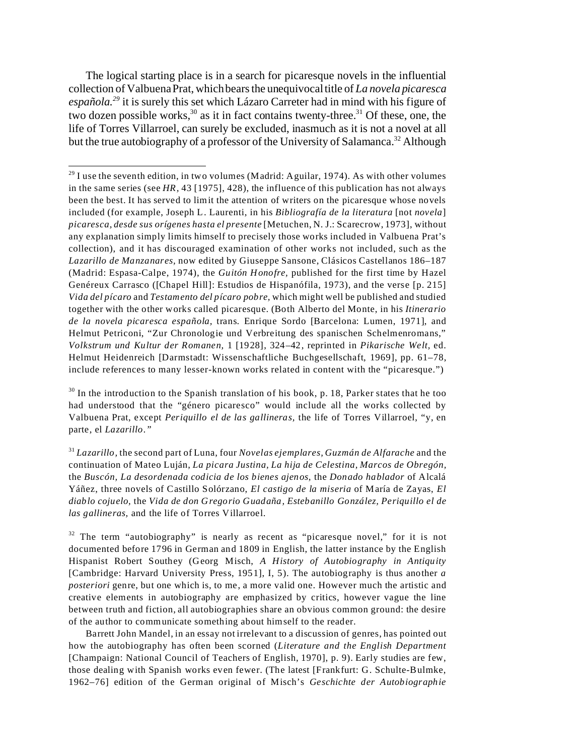The logical starting place is in a search for picaresque novels in the influential collection of Valbuena Prat, which bears the unequivocal title of *La novela picaresca española.*[29] it is surely this set which Lázaro Carreter had in mind with his figure of two dozen possible works,[30] as it in fact contains twenty-three.[31] Of these, one, the life of Torres Villarroel, can surely be excluded, inasmuch as it is not a novel at all but the true autobiography of a professor of the University of Salamanca.[32] Although

---

[29] I use the seventh edition, in two volumes (Madrid: Aguilar, 1974). As with other volumes in the same series (see *HR,* 43 [1975], 428), the influence of this publication has not always been the best. It has served to limit the attention of writers on the picaresque whose novels included (for example, Joseph L. Laurenti, in his *Bibliografía de la literatura* [not *novela*] *picaresca, desde sus orígenes hasta el presente* [Metuchen, N. J.: Scarecrow, 1973], without any explanation simply limits himself to precisely those works included in Valbuena Prat's collection), and it has discouraged examination of other works not included, such as the *Lazarillo de Manzanares,* now edited by Giuseppe Sansone, Clásicos Castellanos 186–187 (Madrid: Espasa-Calpe, 1974), the *Guitón Honofre,* published for the first time by Hazel Genéreux Carrasco ([Chapel Hill]: Estudios de Hispanófila, 1973), and the verse [p. 215] *Vida del pícaro* and *Testamento del pícaro pobre,* which might well be published and studied together with the other works called picaresque. (Both Alberto del Monte, in his *Itinerario de la novela picaresca española,* trans. Enrique Sordo [Barcelona: Lumen, 1971], and Helmut Petriconi, "Zur Chronologie und Verbreitung des spanischen Schelmenromans," *Volkstrum und Kultur der Romanen,* 1 [1928], 324–42, reprinted in *Pikarische Welt,* ed. Helmut Heidenreich [Darmstadt: Wissenschaftliche Buchgesellschaft, 1969], pp. 61–78, include references to many lesser-known works related in content with the "picaresque.")

[30] In the introduction to the Spanish translation of his book, p. 18, Parker states that he too had understood that the "género picaresco" would include all the works collected by Valbuena Prat, except *Periquillo el de las gallineras,* the life of Torres Villarroel, "y, en parte, el *Lazarillo.*"

[31] *Lazarillo,* the second part of Luna, four *Novelas ejemplares, Guzmán de Alfarache* and the continuation of Mateo Luján, *La pícara Justina, La hija de Celestina, Marcos de Obregón,* the *Buscón, La desordenada codicia de los bienes ajenos,* the *Donado hablador* of Alcalá Yáñez, three novels of Castillo Solórzano, *El castigo de la miseria* of María de Zayas, *El diablo cojuelo,* the *Vida de don Gregorio Guadaña, Estebanillo González, Periquillo el de las gallineras,* and the life of Torres Villarroel.

[32] The term "autobiography" is nearly as recent as "picaresque novel," for it is not documented before 1796 in German and 1809 in English, the latter instance by the English Hispanist Robert Southey (Georg Misch, *A History of Autobiography in Antiquity* [Cambridge: Harvard University Press, 1951], I, 5). The autobiography is thus another *a posteriori* genre, but one which is, to me, a more valid one. However much the artistic and creative elements in autobiography are emphasized by critics, however vague the line between truth and fiction, all autobiographies share an obvious common ground: the desire of the author to communicate something about himself to the reader.

Barrett John Mandel, in an essay not irrelevant to a discussion of genres, has pointed out how the autobiography has often been scorned (*Literature and the English Department* [Champaign: National Council of Teachers of English, 1970], p. 9). Early studies are few, those dealing with Spanish works even fewer. (The latest [Frankfurt: G. Schulte-Bulmke, 1962–76] edition of the German original of Misch's *Geschichte der Autobiographie*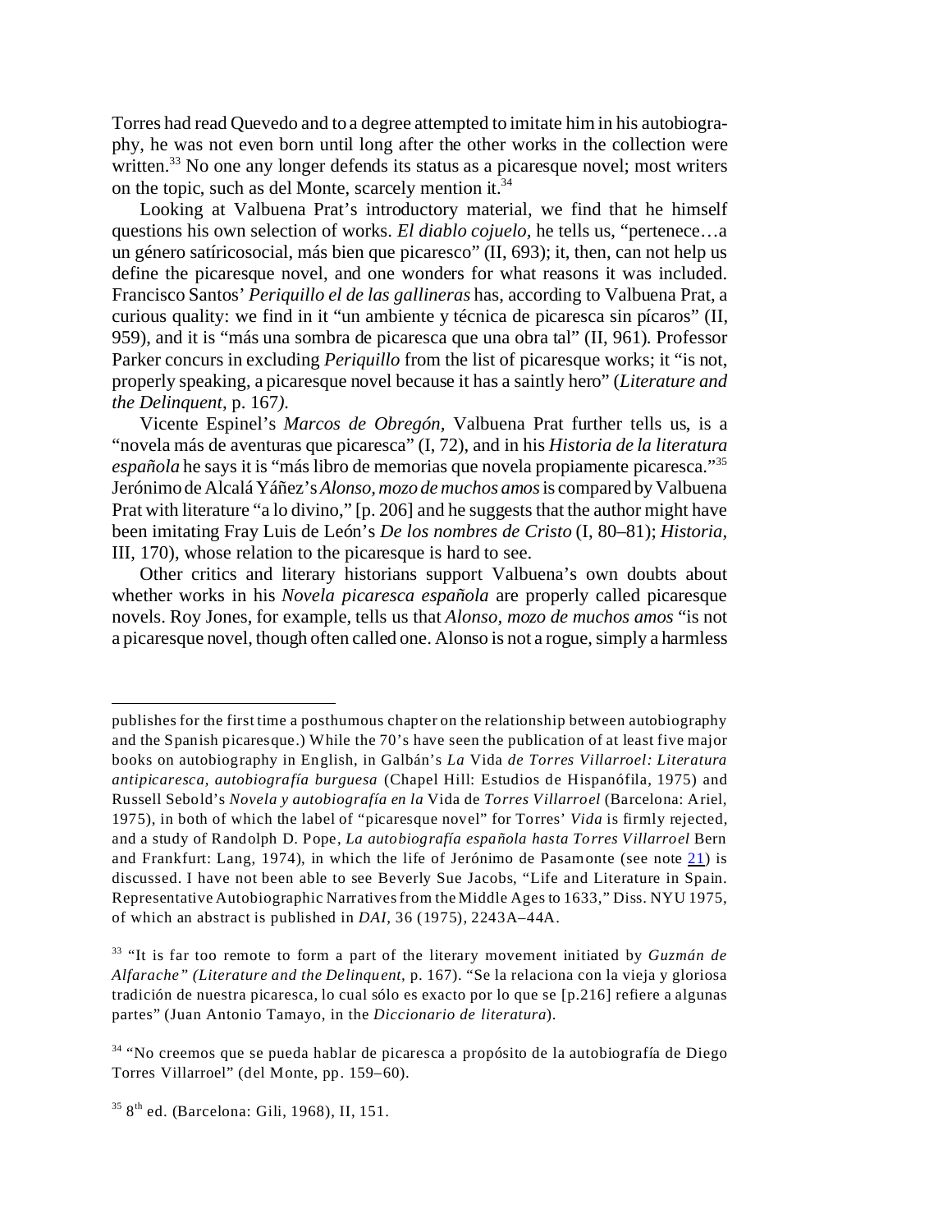Torres had read Quevedo and to a degree attempted to imitate him in his autobiography, he was not even born until long after the other works in the collection were written.[33] No one any longer defends its status as a picaresque novel; most writers on the topic, such as del Monte, scarcely mention it.[34]

Looking at Valbuena Prat's introductory material, we find that he himself questions his own selection of works. *El diablo cojuelo,* he tells us, "pertenece…a un género satíricosocial, más bien que picaresco" (II, 693); it, then, can not help us define the picaresque novel, and one wonders for what reasons it was included. Francisco Santos' *Periquillo el de las gallineras* has, according to Valbuena Prat, a curious quality: we find in it "un ambiente y técnica de picaresca sin pícaros" (II, 959), and it is "más una sombra de picaresca que una obra tal" (II, 961). Professor Parker concurs in excluding *Periquillo* from the list of picaresque works; it "is not, properly speaking, a picaresque novel because it has a saintly hero" (*Literature and the Delinquent*, p. 167).

Vicente Espinel's *Marcos de Obregón,* Valbuena Prat further tells us, is a "novela más de aventuras que picaresca" (I, 72), and in his *Historia de la literatura española* he says it is "más libro de memorias que novela propiamente picaresca."[35] Jerónimo de Alcalá Yáñez's *Alonso, mozo de muchos amos* is compared by Valbuena Prat with literature "a lo divino," [p. 206] and he suggests that the author might have been imitating Fray Luis de León's *De los nombres de Cristo* (I, 80–81); *Historia,* III, 170), whose relation to the picaresque is hard to see.

Other critics and literary historians support Valbuena's own doubts about whether works in his *Novela picaresca española* are properly called picaresque novels. Roy Jones, for example, tells us that *Alonso, mozo de muchos amos* "is not a picaresque novel, though often called one. Alonso is not a rogue, simply a harmless

---

publishes for the first time a posthumous chapter on the relationship between autobiography and the Spanish picaresque.) While the 70's have seen the publication of at least five major books on autobiography in English, in Galbán's *La* Vida *de Torres Villarroel: Literatura antipicaresca, autobiografía burguesa* (Chapel Hill: Estudios de Hispanófila, 1975) and Russell Sebold's *Novela y autobiografía en la* Vida de *Torres Villarroel* (Barcelona: Ariel, 1975), in both of which the label of "picaresque novel" for Torres' *Vida* is firmly rejected, and a study of Randolph D. Pope, *La autobiografía española hasta Torres Villarroel* Bern and Frankfurt: Lang, 1974), in which the life of Jerónimo de Pasamonte (see note 21) is discussed. I have not been able to see Beverly Sue Jacobs, "Life and Literature in Spain. Representative Autobiographic Narratives from the Middle Ages to 1633," Diss. NYU 1975, of which an abstract is published in *DAI*, 36 (1975), 2243A–44A.

[33] "It is far too remote to form a part of the literary movement initiated by *Guzmán de Alfarache" (Literature and the Delinquent,* p. 167). "Se la relaciona con la vieja y gloriosa tradición de nuestra picaresca, lo cual sólo es exacto por lo que se [p.216] refiere a algunas partes" (Juan Antonio Tamayo, in the *Diccionario de literatura*).

[34] "No creemos que se pueda hablar de picaresca a propósito de la autobiografía de Diego Torres Villarroel" (del Monte, pp. 159–60).

[35] 8th ed. (Barcelona: Gili, 1968), II, 151.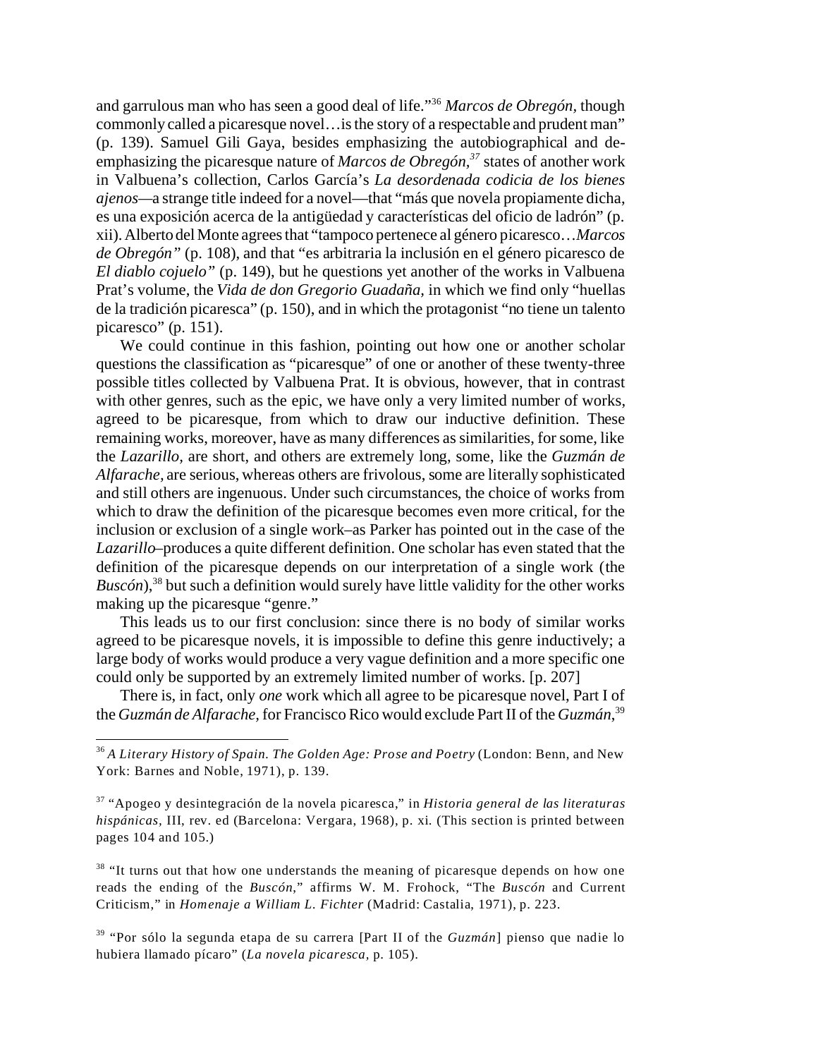and garrulous man who has seen a good deal of life."[36] *Marcos de Obregón*, though commonly called a picaresque novel…is the story of a respectable and prudent man" (p. 139). Samuel Gili Gaya, besides emphasizing the autobiographical and de-emphasizing the picaresque nature of *Marcos de Obregón*,[37] states of another work in Valbuena's collection, Carlos García's *La desordenada codicia de los bienes ajenos*—a strange title indeed for a novel—that "más que novela propiamente dicha, es una exposición acerca de la antigüedad y características del oficio de ladrón" (p. xii). Alberto del Monte agrees that "tampoco pertenece al género picaresco…*Marcos de Obregón*" (p. 108), and that "es arbitraria la inclusión en el género picaresco de *El diablo cojuelo*" (p. 149), but he questions yet another of the works in Valbuena Prat's volume, the *Vida de don Gregorio Guadaña*, in which we find only "huellas de la tradición picaresca" (p. 150), and in which the protagonist "no tiene un talento picaresco" (p. 151).

We could continue in this fashion, pointing out how one or another scholar questions the classification as "picaresque" of one or another of these twenty-three possible titles collected by Valbuena Prat. It is obvious, however, that in contrast with other genres, such as the epic, we have only a very limited number of works, agreed to be picaresque, from which to draw our inductive definition. These remaining works, moreover, have as many differences as similarities, for some, like the *Lazarillo*, are short, and others are extremely long, some, like the *Guzmán de Alfarache*, are serious, whereas others are frivolous, some are literally sophisticated and still others are ingenuous. Under such circumstances, the choice of works from which to draw the definition of the picaresque becomes even more critical, for the inclusion or exclusion of a single work–as Parker has pointed out in the case of the *Lazarillo*–produces a quite different definition. One scholar has even stated that the definition of the picaresque depends on our interpretation of a single work (the *Buscón*),[38] but such a definition would surely have little validity for the other works making up the picaresque "genre."

This leads us to our first conclusion: since there is no body of similar works agreed to be picaresque novels, it is impossible to define this genre inductively; a large body of works would produce a very vague definition and a more specific one could only be supported by an extremely limited number of works. [p. 207]

There is, in fact, only *one* work which all agree to be picaresque novel, Part I of the *Guzmán de Alfarache*, for Francisco Rico would exclude Part II of the *Guzmán*,[39]

---

[36] *A Literary History of Spain. The Golden Age: Prose and Poetry* (London: Benn, and New York: Barnes and Noble, 1971), p. 139.

[37] "Apogeo y desintegración de la novela picaresca," in *Historia general de las literaturas hispánicas*, III, rev. ed (Barcelona: Vergara, 1968), p. xi. (This section is printed between pages 104 and 105.)

[38] "It turns out that how one understands the meaning of picaresque depends on how one reads the ending of the *Buscón*," affirms W. M. Frohock, "The *Buscón* and Current Criticism," in *Homenaje a William L. Fichter* (Madrid: Castalia, 1971), p. 223.

[39] "Por sólo la segunda etapa de su carrera [Part II of the *Guzmán*] pienso que nadie lo hubiera llamado pícaro" (*La novela picaresca*, p. 105).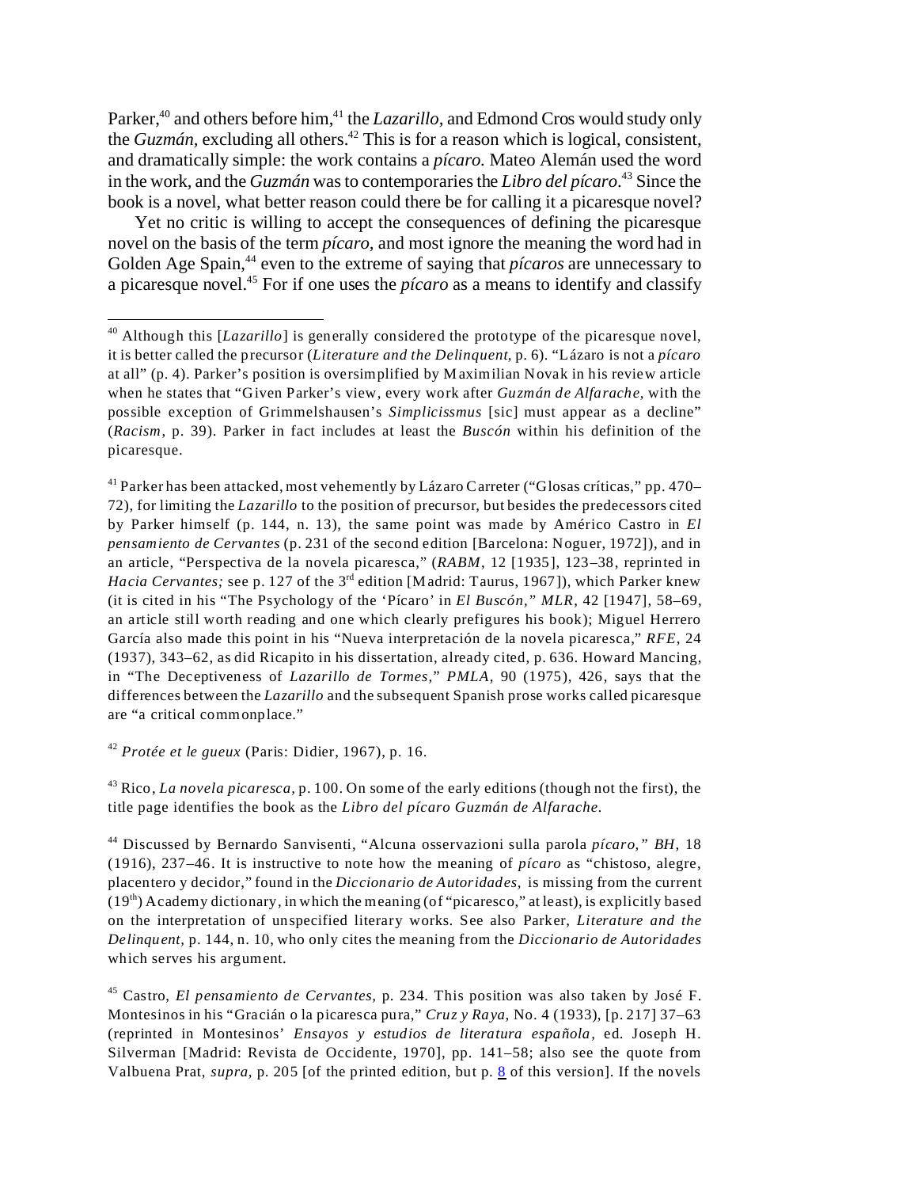Parker,[40] and others before him,[41] the *Lazarillo*, and Edmond Cros would study only the *Guzmán*, excluding all others.[42] This is for a reason which is logical, consistent, and dramatically simple: the work contains a *pícaro*. Mateo Alemán used the word in the work, and the *Guzmán* was to contemporaries the *Libro del pícaro*.[43] Since the book is a novel, what better reason could there be for calling it a picaresque novel?

Yet no critic is willing to accept the consequences of defining the picaresque novel on the basis of the term *pícaro*, and most ignore the meaning the word had in Golden Age Spain,[44] even to the extreme of saying that *pícaros* are unnecessary to a picaresque novel.[45] For if one uses the *pícaro* as a means to identify and classify

---

[40] Although this [*Lazarillo*] is generally considered the prototype of the picaresque novel, it is better called the precursor (*Literature and the Delinquent*, p. 6). "Lázaro is not a *pícaro* at all" (p. 4). Parker's position is oversimplified by Maximilian Novak in his review article when he states that "Given Parker's view, every work after *Guzmán de Alfarache*, with the possible exception of Grimmelshausen's *Simplicissmus* [sic] must appear as a decline" (*Racism*, p. 39). Parker in fact includes at least the *Buscón* within his definition of the picaresque.

[41] Parker has been attacked, most vehemently by Lázaro Carreter ("Glosas críticas," pp. 470–72), for limiting the *Lazarillo* to the position of precursor, but besides the predecessors cited by Parker himself (p. 144, n. 13), the same point was made by Américo Castro in *El pensamiento de Cervantes* (p. 231 of the second edition [Barcelona: Noguer, 1972]), and in an article, "Perspectiva de la novela picaresca," (*RABM*, 12 [1935], 123–38, reprinted in *Hacia Cervantes;* see p. 127 of the 3rd edition [Madrid: Taurus, 1967]), which Parker knew (it is cited in his "The Psychology of the 'Pícaro' in *El Buscón*," *MLR*, 42 [1947], 58–69, an article still worth reading and one which clearly prefigures his book); Miguel Herrero García also made this point in his "Nueva interpretación de la novela picaresca," *RFE*, 24 (1937), 343–62, as did Ricapito in his dissertation, already cited, p. 636. Howard Mancing, in "The Deceptiveness of *Lazarillo de Tormes*," *PMLA*, 90 (1975), 426, says that the differences between the *Lazarillo* and the subsequent Spanish prose works called picaresque are "a critical commonplace."

[42] *Protée et le gueux* (Paris: Didier, 1967), p. 16.

[43] Rico, *La novela picaresca*, p. 100. On some of the early editions (though not the first), the title page identifies the book as the *Libro del pícaro Guzmán de Alfarache*.

[44] Discussed by Bernardo Sanvisenti, "Alcuna osservazioni sulla parola *pícaro*," *BH*, 18 (1916), 237–46. It is instructive to note how the meaning of *pícaro* as "chistoso, alegre, placentero y decidor," found in the *Diccionario de Autoridades*, is missing from the current (19th) Academy dictionary, in which the meaning (of "picaresco," at least), is explicitly based on the interpretation of unspecified literary works. See also Parker, *Literature and the Delinquent*, p. 144, n. 10, who only cites the meaning from the *Diccionario de Autoridades* which serves his argument.

[45] Castro, *El pensamiento de Cervantes*, p. 234. This position was also taken by José F. Montesinos in his "Gracián o la picaresca pura," *Cruz y Raya*, No. 4 (1933), [p. 217] 37–63 (reprinted in Montesinos' *Ensayos y estudios de literatura española*, ed. Joseph H. Silverman [Madrid: Revista de Occidente, 1970], pp. 141–58; also see the quote from Valbuena Prat, *supra*, p. 205 [of the printed edition, but p. 8 of this version]. If the novels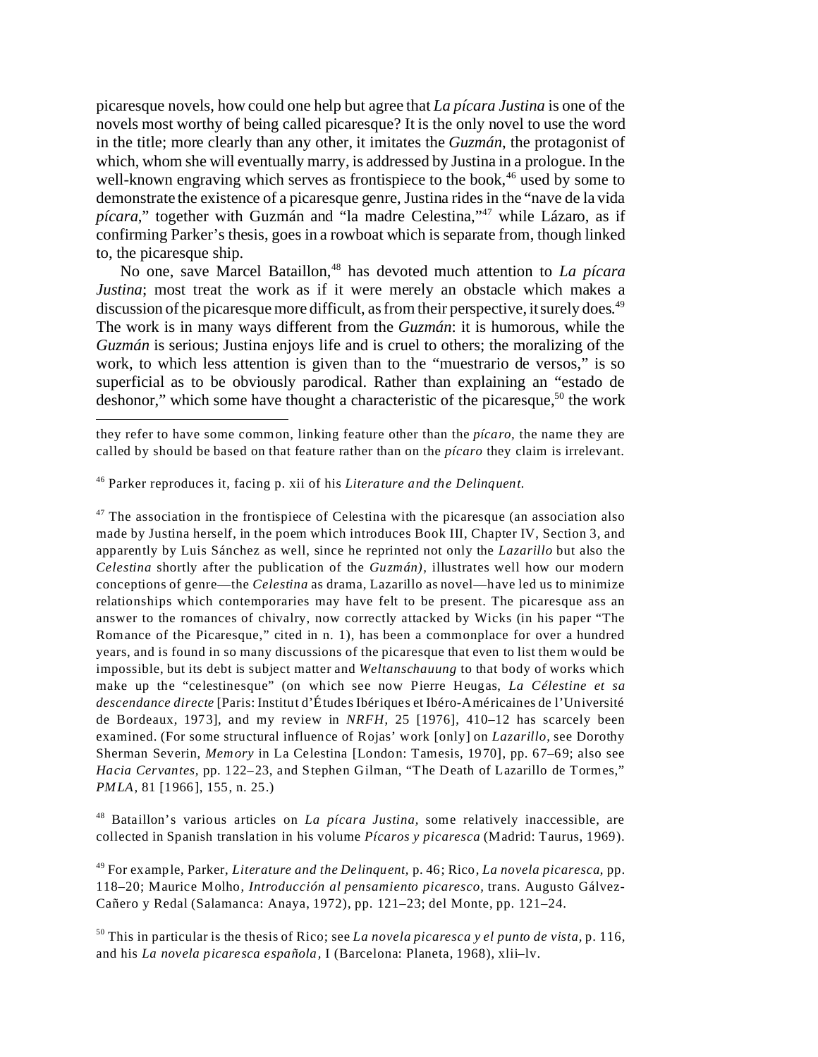picaresque novels, how could one help but agree that *La pícara Justina* is one of the novels most worthy of being called picaresque? It is the only novel to use the word in the title; more clearly than any other, it imitates the *Guzmán*, the protagonist of which, whom she will eventually marry, is addressed by Justina in a prologue. In the well-known engraving which serves as frontispiece to the book,[46] used by some to demonstrate the existence of a picaresque genre, Justina rides in the "nave de la vida *pícara*," together with Guzmán and "la madre Celestina,"[47] while Lázaro, as if confirming Parker's thesis, goes in a rowboat which is separate from, though linked to, the picaresque ship.

No one, save Marcel Bataillon,[48] has devoted much attention to *La pícara Justina*; most treat the work as if it were merely an obstacle which makes a discussion of the picaresque more difficult, as from their perspective, it surely does.[49] The work is in many ways different from the *Guzmán*: it is humorous, while the *Guzmán* is serious; Justina enjoys life and is cruel to others; the moralizing of the work, to which less attention is given than to the "muestrario de versos," is so superficial as to be obviously parodical. Rather than explaining an "estado de deshonor," which some have thought a characteristic of the picaresque,[50] the work

---

they refer to have some common, linking feature other than the *pícaro,* the name they are called by should be based on that feature rather than on the *pícaro* they claim is irrelevant.

[46] Parker reproduces it, facing p. xii of his *Literature and the Delinquent.*

[47] The association in the frontispiece of Celestina with the picaresque (an association also made by Justina herself, in the poem which introduces Book III, Chapter IV, Section 3, and apparently by Luis Sánchez as well, since he reprinted not only the *Lazarillo* but also the *Celestina* shortly after the publication of the *Guzmán),* illustrates well how our modern conceptions of genre—the *Celestina* as drama, Lazarillo as novel—have led us to minimize relationships which contemporaries may have felt to be present. The picaresque ass an answer to the romances of chivalry, now correctly attacked by Wicks (in his paper "The Romance of the Picaresque," cited in n. 1), has been a commonplace for over a hundred years, and is found in so many discussions of the picaresque that even to list them would be impossible, but its debt is subject matter and *Weltanschauung* to that body of works which make up the "celestinesque" (on which see now Pierre Heugas, *La Célestine et sa descendance directe* [Paris: Institut d'Études Ibériques et Ibéro-Américaines de l'Université de Bordeaux, 1973], and my review in *NRFH*, 25 [1976], 410–12 has scarcely been examined. (For some structural influence of Rojas' work [only] on *Lazarillo,* see Dorothy Sherman Severin, *Memory* in La Celestina [London: Tamesis, 1970], pp. 67–69; also see *Hacia Cervantes,* pp. 122–23, and Stephen Gilman, "The Death of Lazarillo de Tormes," *PMLA,* 81 [1966], 155, n. 25.)

[48] Bataillon's various articles on *La pícara Justina,* some relatively inaccessible, are collected in Spanish translation in his volume *Pícaros y picaresca* (Madrid: Taurus, 1969).

[49] For example, Parker, *Literature and the Delinquent,* p. 46; Rico, *La novela picaresca*, pp. 118–20; Maurice Molho, *Introducción al pensamiento picaresco,* trans. Augusto Gálvez-Cañero y Redal (Salamanca: Anaya, 1972), pp. 121–23; del Monte, pp. 121–24.

[50] This in particular is the thesis of Rico; see *La novela picaresca y el punto de vista,* p. 116, and his *La novela picaresca española*, I (Barcelona: Planeta, 1968), xlii–lv.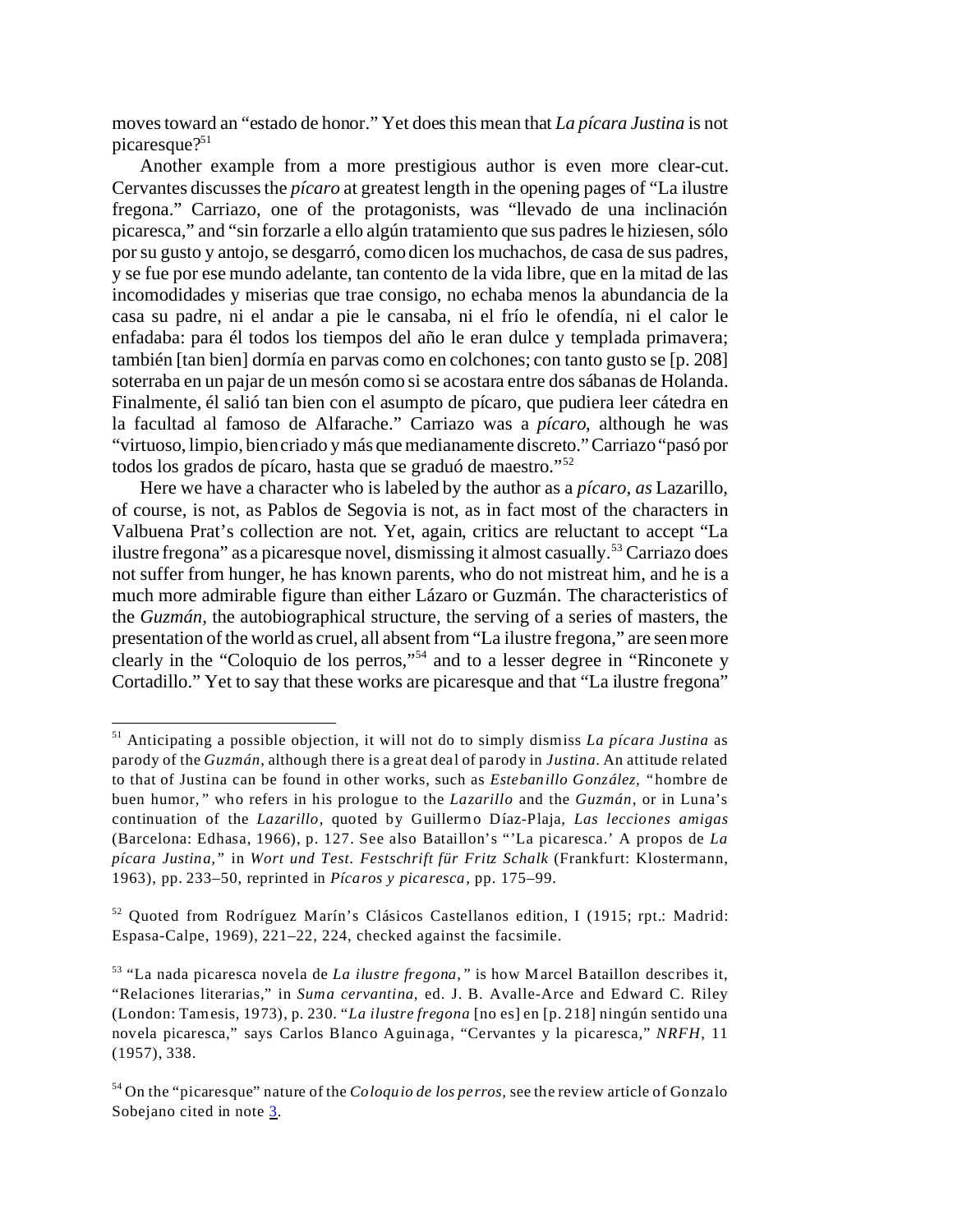moves toward an "estado de honor." Yet does this mean that *La pícara Justina* is not picaresque?[51]

Another example from a more prestigious author is even more clear-cut. Cervantes discusses the *pícaro* at greatest length in the opening pages of "La ilustre fregona." Carriazo, one of the protagonists, was "llevado de una inclinación picaresca," and "sin forzarle a ello algún tratamiento que sus padres le hiziesen, sólo por su gusto y antojo, se desgarró, como dicen los muchachos, de casa de sus padres, y se fue por ese mundo adelante, tan contento de la vida libre, que en la mitad de las incomodidades y miserias que trae consigo, no echaba menos la abundancia de la casa su padre, ni el andar a pie le cansaba, ni el frío le ofendía, ni el calor le enfadaba: para él todos los tiempos del año le eran dulce y templada primavera; también [tan bien] dormía en parvas como en colchones; con tanto gusto se [p. 208] soterraba en un pajar de un mesón como si se acostara entre dos sábanas de Holanda. Finalmente, él salió tan bien con el asumpto de pícaro, que pudiera leer cátedra en la facultad al famoso de Alfarache." Carriazo was a *pícaro*, although he was "virtuoso, limpio, bien criado y más que medianamente discreto." Carriazo "pasó por todos los grados de pícaro, hasta que se graduó de maestro."[52]

Here we have a character who is labeled by the author as a *pícaro, as* Lazarillo, of course, is not, as Pablos de Segovia is not, as in fact most of the characters in Valbuena Prat's collection are not. Yet, again, critics are reluctant to accept "La ilustre fregona" as a picaresque novel, dismissing it almost casually.[53] Carriazo does not suffer from hunger, he has known parents, who do not mistreat him, and he is a much more admirable figure than either Lázaro or Guzmán. The characteristics of the *Guzmán*, the autobiographical structure, the serving of a series of masters, the presentation of the world as cruel, all absent from "La ilustre fregona," are seen more clearly in the "Coloquio de los perros,"[54] and to a lesser degree in "Rinconete y Cortadillo." Yet to say that these works are picaresque and that "La ilustre fregona"

---

[51] Anticipating a possible objection, it will not do to simply dismiss *La pícara Justina* as parody of the *Guzmán,* although there is a great deal of parody in *Justina.* An attitude related to that of Justina can be found in other works, such as *Estebanillo González,* "hombre de buen humor," who refers in his prologue to the *Lazarillo* and the *Guzmán*, or in Luna's continuation of the *Lazarillo*, quoted by Guillermo Díaz-Plaja, *Las lecciones amigas* (Barcelona: Edhasa, 1966), p. 127. See also Bataillon's "'La picaresca.' A propos de *La pícara Justina,*" in *Wort und Test. Festschrift für Fritz Schalk* (Frankfurt: Klostermann, 1963), pp. 233–50, reprinted in *Pícaros y picaresca,* pp. 175–99.

[52] Quoted from Rodríguez Marín's Clásicos Castellanos edition, I (1915; rpt.: Madrid: Espasa-Calpe, 1969), 221–22, 224, checked against the facsimile.

[53] "La nada picaresca novela de *La ilustre fregona,*" is how Marcel Bataillon describes it, "Relaciones literarias," in *Suma cervantina,* ed. J. B. Avalle-Arce and Edward C. Riley (London: Tamesis, 1973), p. 230. "*La ilustre fregona* [no es] en [p. 218] ningún sentido una novela picaresca," says Carlos Blanco Aguinaga, "Cervantes y la picaresca," *NRFH*, 11 (1957), 338.

[54] On the "picaresque" nature of the *Coloquio de los perros*, see the review article of Gonzalo Sobejano cited in note 3.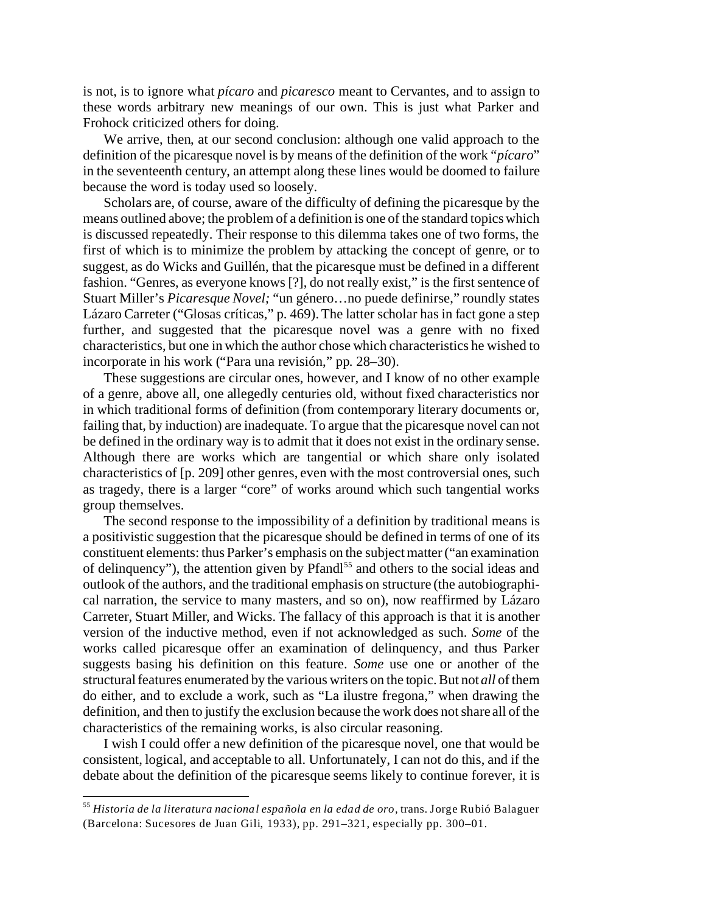is not, is to ignore what *pícaro* and *picaresco* meant to Cervantes, and to assign to these words arbitrary new meanings of our own. This is just what Parker and Frohock criticized others for doing.

We arrive, then, at our second conclusion: although one valid approach to the definition of the picaresque novel is by means of the definition of the work "*pícaro*" in the seventeenth century, an attempt along these lines would be doomed to failure because the word is today used so loosely.

Scholars are, of course, aware of the difficulty of defining the picaresque by the means outlined above; the problem of a definition is one of the standard topics which is discussed repeatedly. Their response to this dilemma takes one of two forms, the first of which is to minimize the problem by attacking the concept of genre, or to suggest, as do Wicks and Guillén, that the picaresque must be defined in a different fashion. "Genres, as everyone knows [?], do not really exist," is the first sentence of Stuart Miller's *Picaresque Novel;* "un género…no puede definirse," roundly states Lázaro Carreter ("Glosas críticas," p. 469). The latter scholar has in fact gone a step further, and suggested that the picaresque novel was a genre with no fixed characteristics, but one in which the author chose which characteristics he wished to incorporate in his work ("Para una revisión," pp. 28–30).

These suggestions are circular ones, however, and I know of no other example of a genre, above all, one allegedly centuries old, without fixed characteristics nor in which traditional forms of definition (from contemporary literary documents or, failing that, by induction) are inadequate. To argue that the picaresque novel can not be defined in the ordinary way is to admit that it does not exist in the ordinary sense. Although there are works which are tangential or which share only isolated characteristics of [p. 209] other genres, even with the most controversial ones, such as tragedy, there is a larger "core" of works around which such tangential works group themselves.

The second response to the impossibility of a definition by traditional means is a positivistic suggestion that the picaresque should be defined in terms of one of its constituent elements: thus Parker's emphasis on the subject matter ("an examination of delinquency"), the attention given by Pfandl[55] and others to the social ideas and outlook of the authors, and the traditional emphasis on structure (the autobiographical narration, the service to many masters, and so on), now reaffirmed by Lázaro Carreter, Stuart Miller, and Wicks. The fallacy of this approach is that it is another version of the inductive method, even if not acknowledged as such. *Some* of the works called picaresque offer an examination of delinquency, and thus Parker suggests basing his definition on this feature. *Some* use one or another of the structural features enumerated by the various writers on the topic. But not *all* of them do either, and to exclude a work, such as "La ilustre fregona," when drawing the definition, and then to justify the exclusion because the work does not share all of the characteristics of the remaining works, is also circular reasoning.

I wish I could offer a new definition of the picaresque novel, one that would be consistent, logical, and acceptable to all. Unfortunately, I can not do this, and if the debate about the definition of the picaresque seems likely to continue forever, it is

---

[55] *Historia de la literatura nacional española en la edad de oro,* trans. Jorge Rubió Balaguer (Barcelona: Sucesores de Juan Gili, 1933), pp. 291–321, especially pp. 300–01.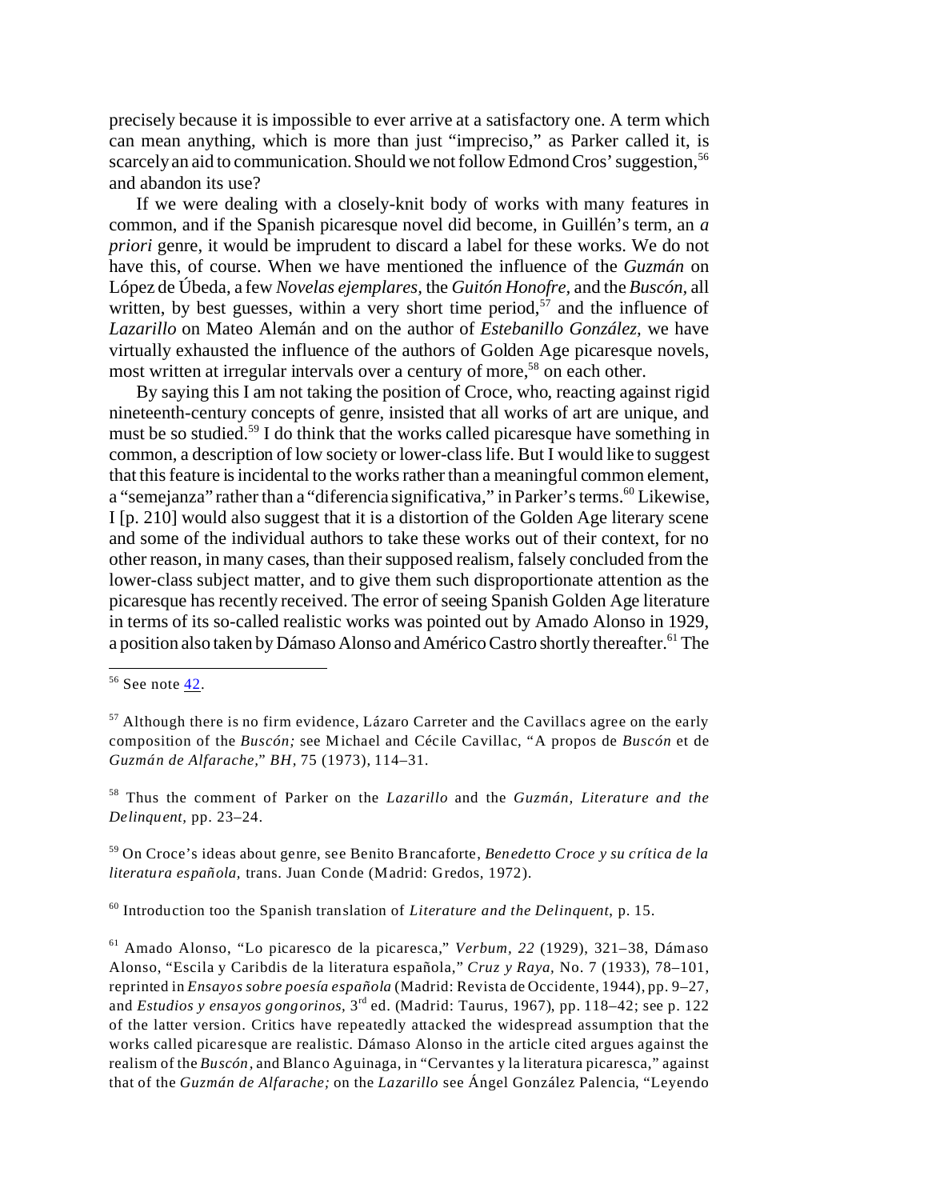precisely because it is impossible to ever arrive at a satisfactory one. A term which can mean anything, which is more than just "impreciso," as Parker called it, is scarcely an aid to communication. Should we not follow Edmond Cros' suggestion,[56] and abandon its use?

If we were dealing with a closely-knit body of works with many features in common, and if the Spanish picaresque novel did become, in Guillén's term, an *a priori* genre, it would be imprudent to discard a label for these works. We do not have this, of course. When we have mentioned the influence of the *Guzmán* on López de Úbeda, a few *Novelas ejemplares,* the *Guitón Honofre,* and the *Buscón,* all written, by best guesses, within a very short time period,[57] and the influence of *Lazarillo* on Mateo Alemán and on the author of *Estebanillo González,* we have virtually exhausted the influence of the authors of Golden Age picaresque novels, most written at irregular intervals over a century of more,[58] on each other.

By saying this I am not taking the position of Croce, who, reacting against rigid nineteenth-century concepts of genre, insisted that all works of art are unique, and must be so studied.[59] I do think that the works called picaresque have something in common, a description of low society or lower-class life. But I would like to suggest that this feature is incidental to the works rather than a meaningful common element, a "semejanza" rather than a "diferencia significativa," in Parker's terms.[60] Likewise, I [p. 210] would also suggest that it is a distortion of the Golden Age literary scene and some of the individual authors to take these works out of their context, for no other reason, in many cases, than their supposed realism, falsely concluded from the lower-class subject matter, and to give them such disproportionate attention as the picaresque has recently received. The error of seeing Spanish Golden Age literature in terms of its so-called realistic works was pointed out by Amado Alonso in 1929, a position also taken by Dámaso Alonso and Américo Castro shortly thereafter.[61] The

---

[56] See note 42.

[57] Although there is no firm evidence, Lázaro Carreter and the Cavillacs agree on the early composition of the *Buscón;* see Michael and Cécile Cavillac, "A propos de *Buscón* et de *Guzmán de Alfarache,*" *BH,* 75 (1973), 114–31.

[58] Thus the comment of Parker on the *Lazarillo* and the *Guzmán, Literature and the Delinquent,* pp. 23–24.

[59] On Croce's ideas about genre, see Benito Brancaforte, *Benedetto Croce y su crítica de la literatura española,* trans. Juan Conde (Madrid: Gredos, 1972).

[60] Introduction too the Spanish translation of *Literature and the Delinquent,* p. 15.

[61] Amado Alonso, "Lo picaresco de la picaresca," *Verbum, 22* (1929), 321–38, Dámaso Alonso, "Escila y Caribdis de la literatura española," *Cruz y Raya,* No. 7 (1933), 78–101, reprinted in *Ensayos sobre poesía española* (Madrid: Revista de Occidente, 1944), pp. 9–27, and *Estudios y ensayos gongorinos,* 3rd ed. (Madrid: Taurus, 1967), pp. 118–42; see p. 122 of the latter version. Critics have repeatedly attacked the widespread assumption that the works called picaresque are realistic. Dámaso Alonso in the article cited argues against the realism of the *Buscón,* and Blanco Aguinaga, in "Cervantes y la literatura picaresca," against that of the *Guzmán de Alfarache;* on the *Lazarillo* see Ángel González Palencia, "Leyendo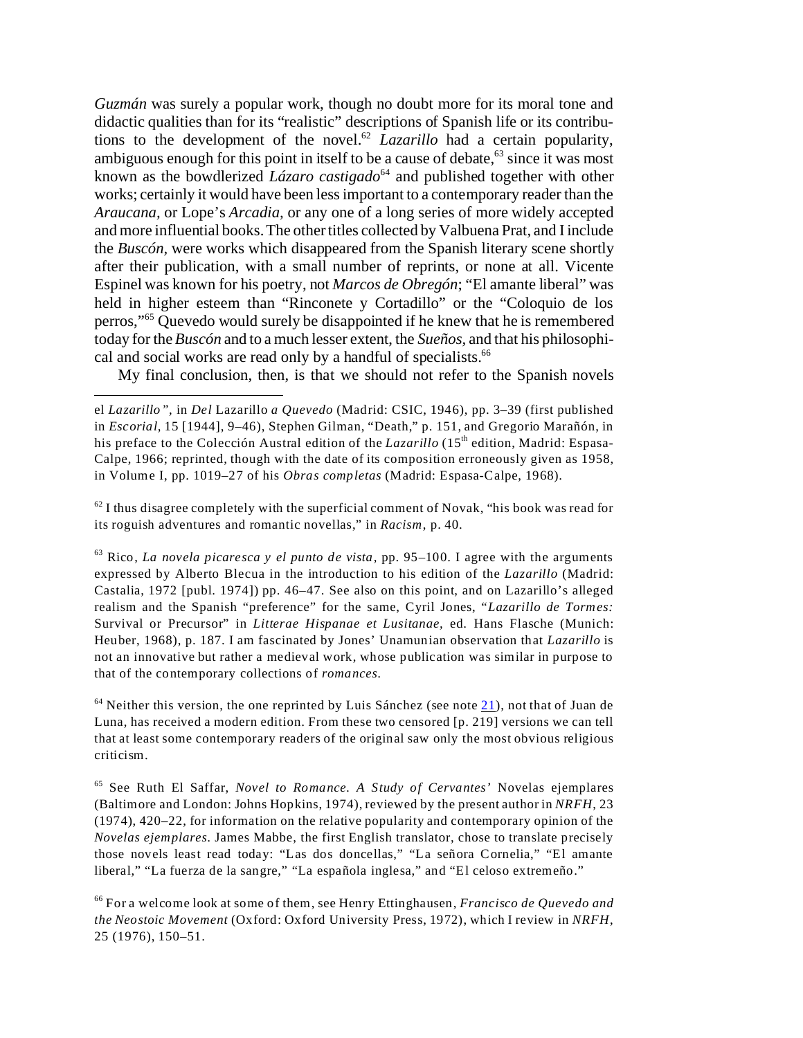*Guzmán* was surely a popular work, though no doubt more for its moral tone and didactic qualities than for its "realistic" descriptions of Spanish life or its contributions to the development of the novel.[62] *Lazarillo* had a certain popularity, ambiguous enough for this point in itself to be a cause of debate,[63] since it was most known as the bowdlerized *Lázaro castigado*[64] and published together with other works; certainly it would have been less important to a contemporary reader than the *Araucana,* or Lope's *Arcadia,* or any one of a long series of more widely accepted and more influential books. The other titles collected by Valbuena Prat, and I include the *Buscón,* were works which disappeared from the Spanish literary scene shortly after their publication, with a small number of reprints, or none at all. Vicente Espinel was known for his poetry, not *Marcos de Obregón*; "El amante liberal" was held in higher esteem than "Rinconete y Cortadillo" or the "Coloquio de los perros,"[65] Quevedo would surely be disappointed if he knew that he is remembered today for the *Buscón* and to a much lesser extent, the *Sueños,* and that his philosophical and social works are read only by a handful of specialists.[66]

My final conclusion, then, is that we should not refer to the Spanish novels

---

el *Lazarillo",* in *Del* Lazarillo *a Quevedo* (Madrid: CSIC, 1946), pp. 3–39 (first published in *Escorial,* 15 [1944], 9–46), Stephen Gilman, "Death," p. 151, and Gregorio Marañón, in his preface to the Colección Austral edition of the *Lazarillo* (15th edition, Madrid: Espasa-Calpe, 1966; reprinted, though with the date of its composition erroneously given as 1958, in Volume I, pp. 1019–27 of his *Obras completas* (Madrid: Espasa-Calpe, 1968).

[62] I thus disagree completely with the superficial comment of Novak, "his book was read for its roguish adventures and romantic novellas," in *Racism*, p. 40.

[63] Rico, *La novela picaresca y el punto de vista,* pp. 95–100. I agree with the arguments expressed by Alberto Blecua in the introduction to his edition of the *Lazarillo* (Madrid: Castalia, 1972 [publ. 1974]) pp. 46–47. See also on this point, and on Lazarillo's alleged realism and the Spanish "preference" for the same, Cyril Jones, "*Lazarillo de Tormes:* Survival or Precursor" in *Litterae Hispanae et Lusitanae,* ed. Hans Flasche (Munich: Heuber, 1968), p. 187. I am fascinated by Jones' Unamunian observation that *Lazarillo* is not an innovative but rather a medieval work, whose publication was similar in purpose to that of the contemporary collections of *romances.*

[64] Neither this version, the one reprinted by Luis Sánchez (see note 21), not that of Juan de Luna, has received a modern edition. From these two censored [p. 219] versions we can tell that at least some contemporary readers of the original saw only the most obvious religious criticism.

[65] See Ruth El Saffar, *Novel to Romance. A Study of Cervantes'* Novelas ejemplares (Baltimore and London: Johns Hopkins, 1974), reviewed by the present author in *NRFH*, 23 (1974), 420–22, for information on the relative popularity and contemporary opinion of the *Novelas ejemplares.* James Mabbe, the first English translator, chose to translate precisely those novels least read today: "Las dos doncellas," "La señora Cornelia," "El amante liberal," "La fuerza de la sangre," "La española inglesa," and "El celoso extremeño."

[66] For a welcome look at some of them, see Henry Ettinghausen, *Francisco de Quevedo and the Neostoic Movement* (Oxford: Oxford University Press, 1972), which I review in *NRFH*, 25 (1976), 150–51.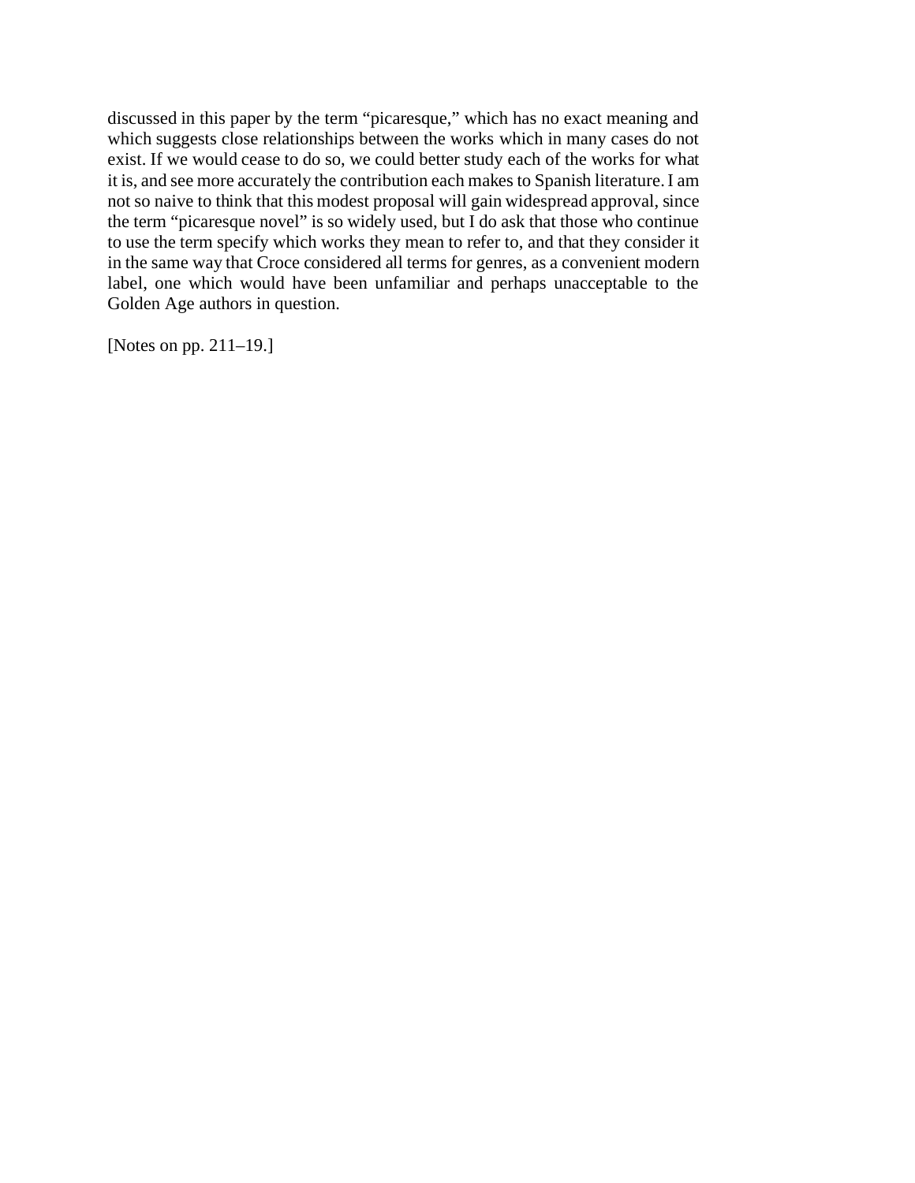discussed in this paper by the term "picaresque," which has no exact meaning and which suggests close relationships between the works which in many cases do not exist. If we would cease to do so, we could better study each of the works for what it is, and see more accurately the contribution each makes to Spanish literature. I am not so naive to think that this modest proposal will gain widespread approval, since the term "picaresque novel" is so widely used, but I do ask that those who continue to use the term specify which works they mean to refer to, and that they consider it in the same way that Croce considered all terms for genres, as a convenient modern label, one which would have been unfamiliar and perhaps unacceptable to the Golden Age authors in question.

[Notes on pp. 211–19.]